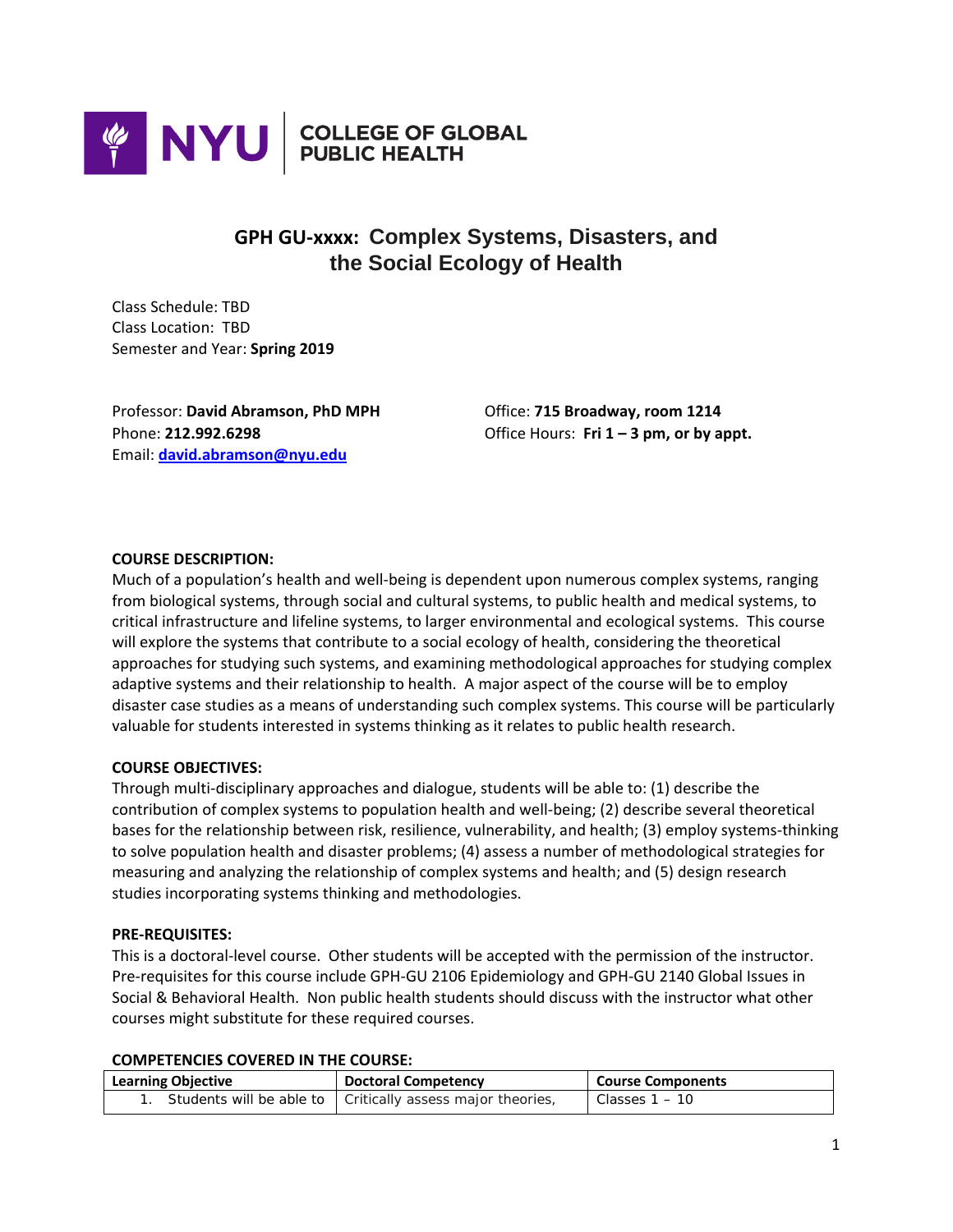NYU | COLLEGE OF GLOBAL PUBLIC HEALTH

# GPH GU-xxxx: Complex Systems, Disasters, and the Social Ecology of Health

Class Schedule: TBD
Class Location: TBD
Semester and Year: **Spring 2019**

Professor: **David Abramson, PhD MPH**
Phone: **212.992.6298**
Email: **david.abramson@nyu.edu**

Office: **715 Broadway, room 1214**
Office Hours: **Fri 1 – 3 pm, or by appt.**

**COURSE DESCRIPTION:**
Much of a population's health and well-being is dependent upon numerous complex systems, ranging from biological systems, through social and cultural systems, to public health and medical systems, to critical infrastructure and lifeline systems, to larger environmental and ecological systems. This course will explore the systems that contribute to a social ecology of health, considering the theoretical approaches for studying such systems, and examining methodological approaches for studying complex adaptive systems and their relationship to health. A major aspect of the course will be to employ disaster case studies as a means of understanding such complex systems. This course will be particularly valuable for students interested in systems thinking as it relates to public health research.

**COURSE OBJECTIVES:**
Through multi-disciplinary approaches and dialogue, students will be able to: (1) describe the contribution of complex systems to population health and well-being; (2) describe several theoretical bases for the relationship between risk, resilience, vulnerability, and health; (3) employ systems-thinking to solve population health and disaster problems; (4) assess a number of methodological strategies for measuring and analyzing the relationship of complex systems and health; and (5) design research studies incorporating systems thinking and methodologies.

**PRE-REQUISITES:**
This is a doctoral-level course. Other students will be accepted with the permission of the instructor. Pre-requisites for this course include GPH-GU 2106 Epidemiology and GPH-GU 2140 Global Issues in Social & Behavioral Health. Non public health students should discuss with the instructor what other courses might substitute for these required courses.

**COMPETENCIES COVERED IN THE COURSE:**

| Learning Objective | Doctoral Competency | Course Components |
|---|---|---|
| 1. Students will be able to | Critically assess major theories, | Classes 1 – 10 |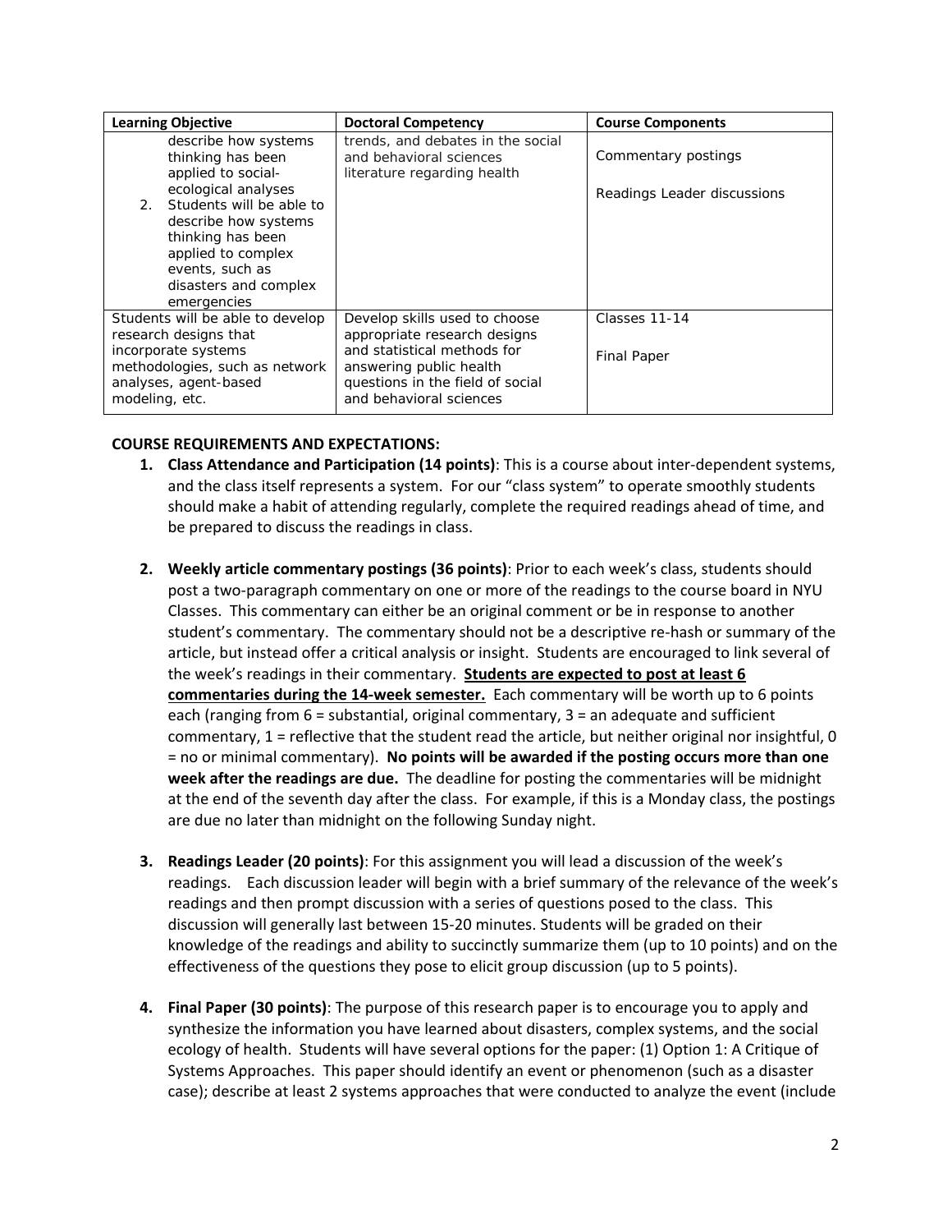| Learning Objective | Doctoral Competency | Course Components |
|---|---|---|
| describe how systems thinking has been applied to social-ecological analyses<br>2. Students will be able to describe how systems thinking has been applied to complex events, such as disasters and complex emergencies | trends, and debates in the social and behavioral sciences literature regarding health | Commentary postings<br><br>Readings Leader discussions |
| Students will be able to develop research designs that incorporate systems methodologies, such as network analyses, agent-based modeling, etc. | Develop skills used to choose appropriate research designs and statistical methods for answering public health questions in the field of social and behavioral sciences | Classes 11-14<br><br>Final Paper |

**COURSE REQUIREMENTS AND EXPECTATIONS:**

1. **Class Attendance and Participation (14 points)**: This is a course about inter-dependent systems, and the class itself represents a system. For our "class system" to operate smoothly students should make a habit of attending regularly, complete the required readings ahead of time, and be prepared to discuss the readings in class.

2. **Weekly article commentary postings (36 points)**: Prior to each week's class, students should post a two-paragraph commentary on one or more of the readings to the course board in NYU Classes. This commentary can either be an original comment or be in response to another student's commentary. The commentary should not be a descriptive re-hash or summary of the article, but instead offer a critical analysis or insight. Students are encouraged to link several of the week's readings in their commentary. **Students are expected to post at least 6 commentaries during the 14-week semester.** Each commentary will be worth up to 6 points each (ranging from 6 = substantial, original commentary, 3 = an adequate and sufficient commentary, 1 = reflective that the student read the article, but neither original nor insightful, 0 = no or minimal commentary). **No points will be awarded if the posting occurs more than one week after the readings are due.** The deadline for posting the commentaries will be midnight at the end of the seventh day after the class. For example, if this is a Monday class, the postings are due no later than midnight on the following Sunday night.

3. **Readings Leader (20 points)**: For this assignment you will lead a discussion of the week's readings. Each discussion leader will begin with a brief summary of the relevance of the week's readings and then prompt discussion with a series of questions posed to the class. This discussion will generally last between 15-20 minutes. Students will be graded on their knowledge of the readings and ability to succinctly summarize them (up to 10 points) and on the effectiveness of the questions they pose to elicit group discussion (up to 5 points).

4. **Final Paper (30 points)**: The purpose of this research paper is to encourage you to apply and synthesize the information you have learned about disasters, complex systems, and the social ecology of health. Students will have several options for the paper: (1) Option 1: A Critique of Systems Approaches. This paper should identify an event or phenomenon (such as a disaster case); describe at least 2 systems approaches that were conducted to analyze the event (include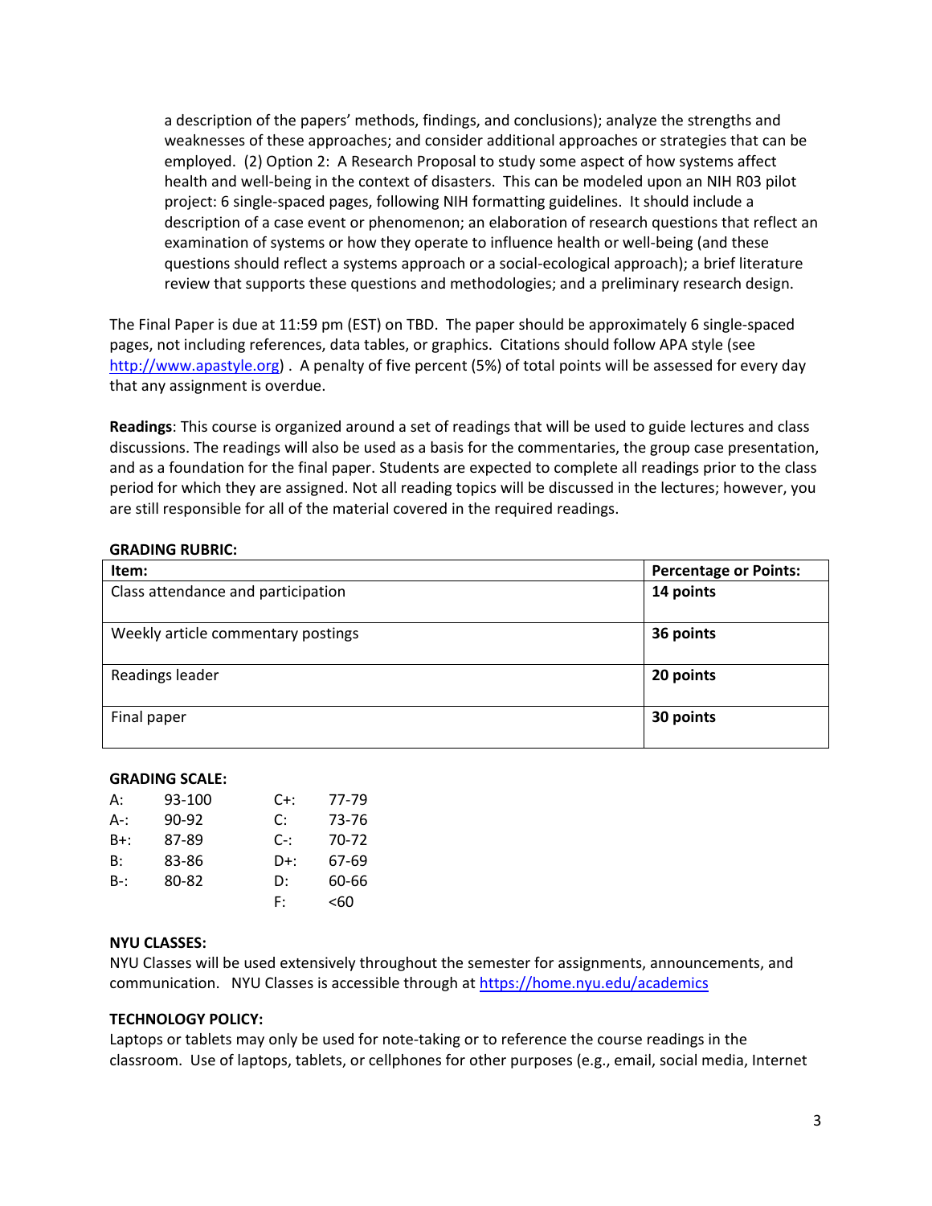a description of the papers' methods, findings, and conclusions); analyze the strengths and weaknesses of these approaches; and consider additional approaches or strategies that can be employed. (2) Option 2: A Research Proposal to study some aspect of how systems affect health and well-being in the context of disasters. This can be modeled upon an NIH R03 pilot project: 6 single-spaced pages, following NIH formatting guidelines. It should include a description of a case event or phenomenon; an elaboration of research questions that reflect an examination of systems or how they operate to influence health or well-being (and these questions should reflect a systems approach or a social-ecological approach); a brief literature review that supports these questions and methodologies; and a preliminary research design.

The Final Paper is due at 11:59 pm (EST) on TBD. The paper should be approximately 6 single-spaced pages, not including references, data tables, or graphics. Citations should follow APA style (see http://www.apastyle.org) . A penalty of five percent (5%) of total points will be assessed for every day that any assignment is overdue.

**Readings**: This course is organized around a set of readings that will be used to guide lectures and class discussions. The readings will also be used as a basis for the commentaries, the group case presentation, and as a foundation for the final paper. Students are expected to complete all readings prior to the class period for which they are assigned. Not all reading topics will be discussed in the lectures; however, you are still responsible for all of the material covered in the required readings.

**GRADING RUBRIC:**

| Item: | Percentage or Points: |
| --- | --- |
| Class attendance and participation | **14 points** |
| Weekly article commentary postings | **36 points** |
| Readings leader | **20 points** |
| Final paper | **30 points** |

**GRADING SCALE:**

| | | | |
| --- | --- | --- | --- |
| A: | 93-100 | C+: | 77-79 |
| A-: | 90-92 | C: | 73-76 |
| B+: | 87-89 | C-: | 70-72 |
| B: | 83-86 | D+: | 67-69 |
| B-: | 80-82 | D: | 60-66 |
| | | F: | <60 |

**NYU CLASSES:**
NYU Classes will be used extensively throughout the semester for assignments, announcements, and communication. NYU Classes is accessible through at https://home.nyu.edu/academics

**TECHNOLOGY POLICY:**
Laptops or tablets may only be used for note-taking or to reference the course readings in the classroom. Use of laptops, tablets, or cellphones for other purposes (e.g., email, social media, Internet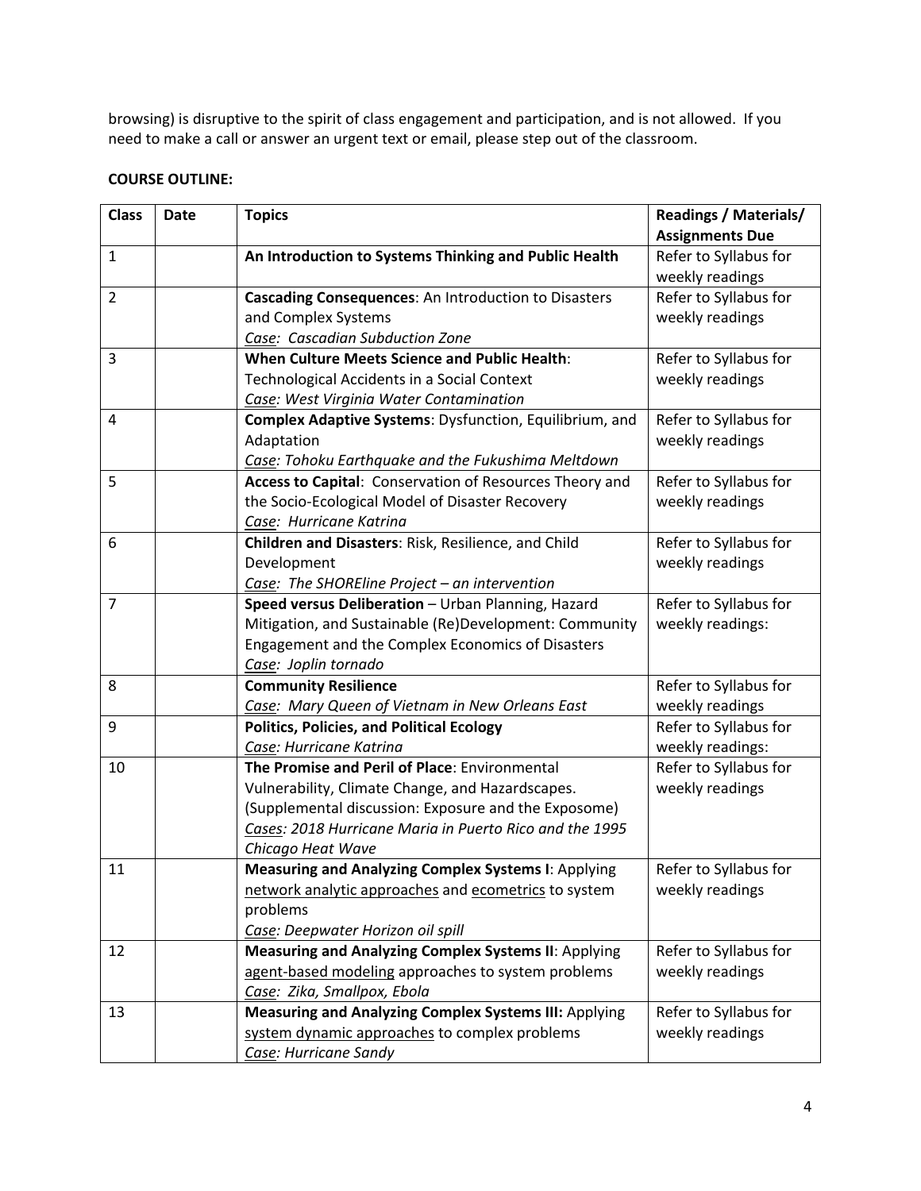browsing) is disruptive to the spirit of class engagement and participation, and is not allowed. If you need to make a call or answer an urgent text or email, please step out of the classroom.

**COURSE OUTLINE:**

| Class | Date | Topics | Readings / Materials/ Assignments Due |
|---|---|---|---|
| 1 | | **An Introduction to Systems Thinking and Public Health** | Refer to Syllabus for weekly readings |
| 2 | | **Cascading Consequences**: An Introduction to Disasters and Complex Systems<br>*Case: Cascadian Subduction Zone* | Refer to Syllabus for weekly readings |
| 3 | | **When Culture Meets Science and Public Health**: Technological Accidents in a Social Context<br>*Case: West Virginia Water Contamination* | Refer to Syllabus for weekly readings |
| 4 | | **Complex Adaptive Systems**: Dysfunction, Equilibrium, and Adaptation<br>*Case: Tohoku Earthquake and the Fukushima Meltdown* | Refer to Syllabus for weekly readings |
| 5 | | **Access to Capital**: Conservation of Resources Theory and the Socio-Ecological Model of Disaster Recovery<br>*Case: Hurricane Katrina* | Refer to Syllabus for weekly readings |
| 6 | | **Children and Disasters**: Risk, Resilience, and Child Development<br>*Case: The SHOREline Project – an intervention* | Refer to Syllabus for weekly readings |
| 7 | | **Speed versus Deliberation** – Urban Planning, Hazard Mitigation, and Sustainable (Re)Development: Community Engagement and the Complex Economics of Disasters<br>*Case: Joplin tornado* | Refer to Syllabus for weekly readings: |
| 8 | | **Community Resilience**<br>*Case: Mary Queen of Vietnam in New Orleans East* | Refer to Syllabus for weekly readings |
| 9 | | **Politics, Policies, and Political Ecology**<br>*Case: Hurricane Katrina* | Refer to Syllabus for weekly readings: |
| 10 | | **The Promise and Peril of Place**: Environmental Vulnerability, Climate Change, and Hazardscapes. (Supplemental discussion: Exposure and the Exposome)<br>*Cases: 2018 Hurricane Maria in Puerto Rico and the 1995 Chicago Heat Wave* | Refer to Syllabus for weekly readings |
| 11 | | **Measuring and Analyzing Complex Systems I**: Applying network analytic approaches and ecometrics to system problems<br>*Case: Deepwater Horizon oil spill* | Refer to Syllabus for weekly readings |
| 12 | | **Measuring and Analyzing Complex Systems II**: Applying agent-based modeling approaches to system problems<br>*Case: Zika, Smallpox, Ebola* | Refer to Syllabus for weekly readings |
| 13 | | **Measuring and Analyzing Complex Systems III:** Applying system dynamic approaches to complex problems<br>*Case: Hurricane Sandy* | Refer to Syllabus for weekly readings |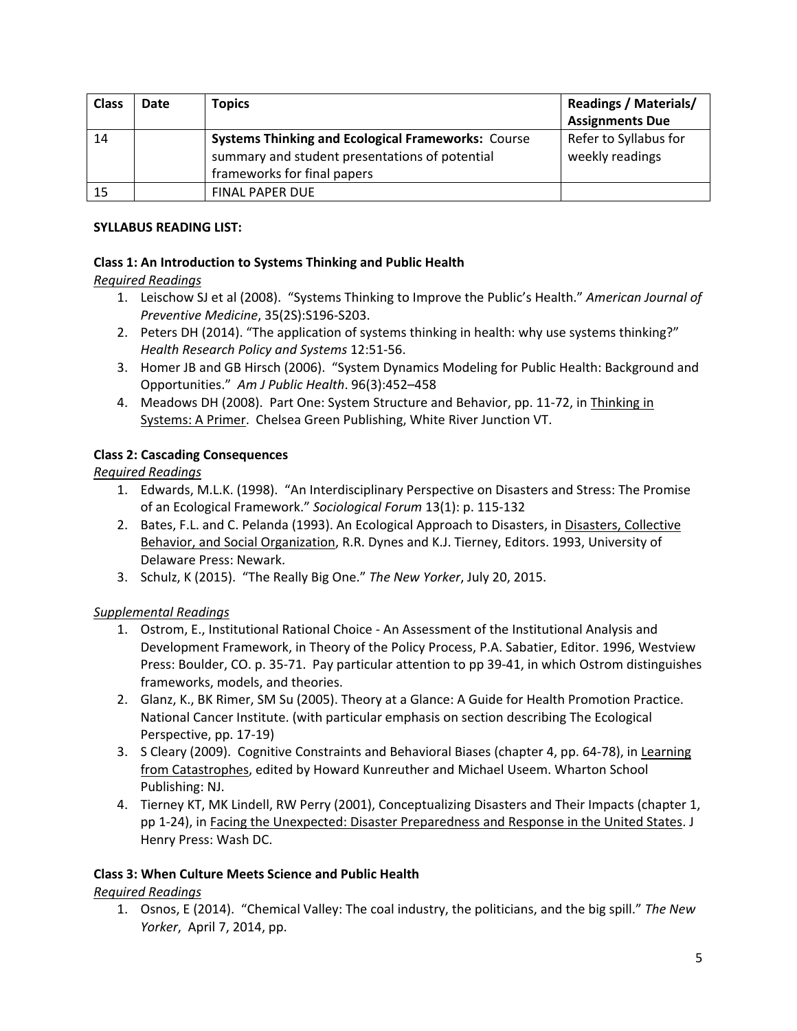| Class | Date | Topics | Readings / Materials/ Assignments Due |
|---|---|---|---|
| 14 | | **Systems Thinking and Ecological Frameworks:** Course summary and student presentations of potential frameworks for final papers | Refer to Syllabus for weekly readings |
| 15 | | FINAL PAPER DUE | |

**SYLLABUS READING LIST:**

**Class 1: An Introduction to Systems Thinking and Public Health**

*Required Readings*

1. Leischow SJ et al (2008). "Systems Thinking to Improve the Public's Health." *American Journal of Preventive Medicine*, 35(2S):S196-S203.
2. Peters DH (2014). "The application of systems thinking in health: why use systems thinking?" *Health Research Policy and Systems* 12:51-56.
3. Homer JB and GB Hirsch (2006). "System Dynamics Modeling for Public Health: Background and Opportunities." *Am J Public Health*. 96(3):452–458
4. Meadows DH (2008). Part One: System Structure and Behavior, pp. 11-72, in Thinking in Systems: A Primer. Chelsea Green Publishing, White River Junction VT.

**Class 2: Cascading Consequences**

*Required Readings*

1. Edwards, M.L.K. (1998). "An Interdisciplinary Perspective on Disasters and Stress: The Promise of an Ecological Framework." *Sociological Forum* 13(1): p. 115-132
2. Bates, F.L. and C. Pelanda (1993). An Ecological Approach to Disasters, in Disasters, Collective Behavior, and Social Organization, R.R. Dynes and K.J. Tierney, Editors. 1993, University of Delaware Press: Newark.
3. Schulz, K (2015). "The Really Big One." *The New Yorker*, July 20, 2015.

*Supplemental Readings*

1. Ostrom, E., Institutional Rational Choice - An Assessment of the Institutional Analysis and Development Framework, in Theory of the Policy Process, P.A. Sabatier, Editor. 1996, Westview Press: Boulder, CO. p. 35-71. Pay particular attention to pp 39-41, in which Ostrom distinguishes frameworks, models, and theories.
2. Glanz, K., BK Rimer, SM Su (2005). Theory at a Glance: A Guide for Health Promotion Practice. National Cancer Institute. (with particular emphasis on section describing The Ecological Perspective, pp. 17-19)
3. S Cleary (2009). Cognitive Constraints and Behavioral Biases (chapter 4, pp. 64-78), in Learning from Catastrophes, edited by Howard Kunreuther and Michael Useem. Wharton School Publishing: NJ.
4. Tierney KT, MK Lindell, RW Perry (2001), Conceptualizing Disasters and Their Impacts (chapter 1, pp 1-24), in Facing the Unexpected: Disaster Preparedness and Response in the United States. J Henry Press: Wash DC.

**Class 3: When Culture Meets Science and Public Health**

*Required Readings*

1. Osnos, E (2014). "Chemical Valley: The coal industry, the politicians, and the big spill." *The New Yorker*, April 7, 2014, pp.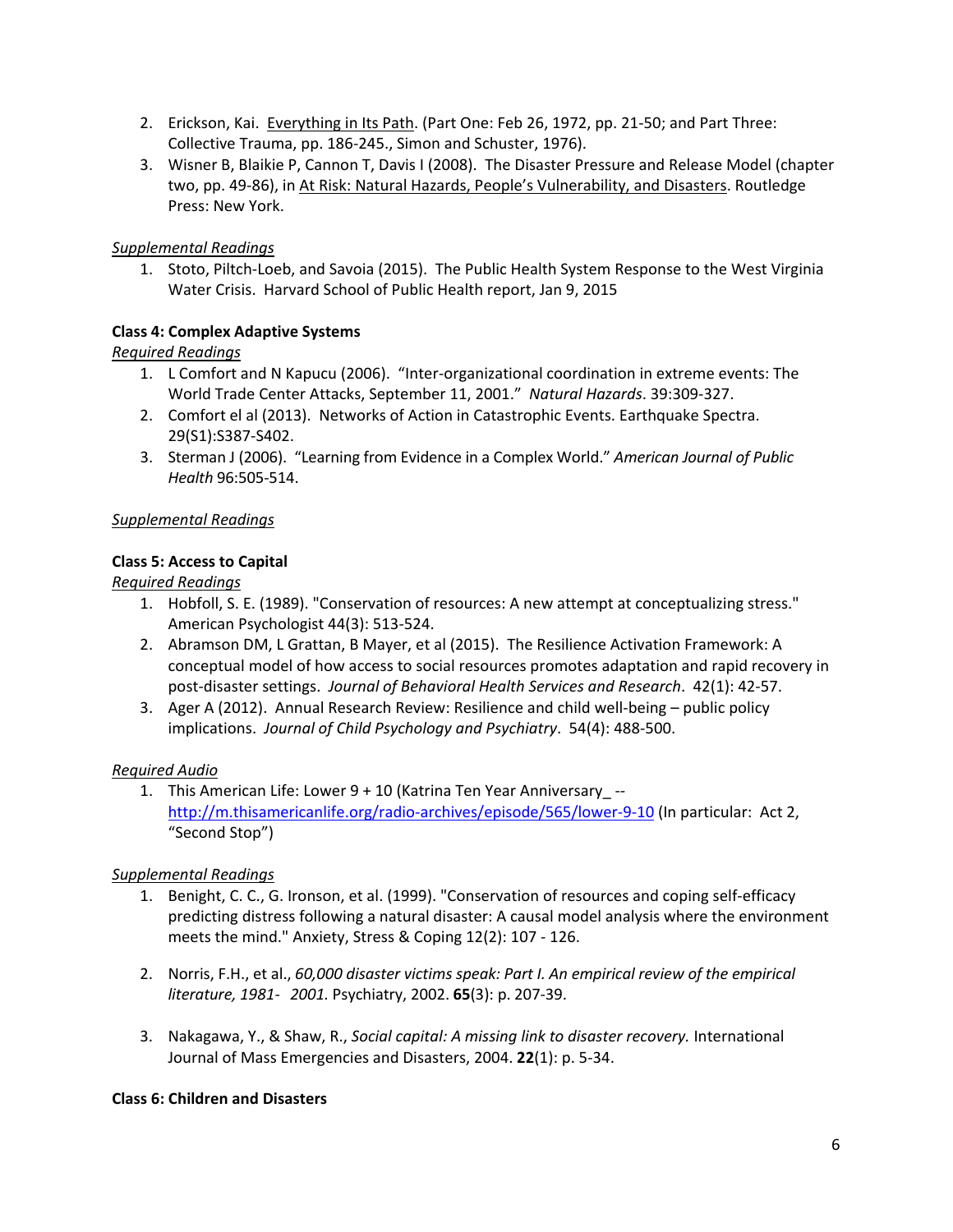2. Erickson, Kai. Everything in Its Path. (Part One: Feb 26, 1972, pp. 21-50; and Part Three: Collective Trauma, pp. 186-245., Simon and Schuster, 1976).
3. Wisner B, Blaikie P, Cannon T, Davis I (2008). The Disaster Pressure and Release Model (chapter two, pp. 49-86), in At Risk: Natural Hazards, People's Vulnerability, and Disasters. Routledge Press: New York.

*Supplemental Readings*

1. Stoto, Piltch-Loeb, and Savoia (2015). The Public Health System Response to the West Virginia Water Crisis. Harvard School of Public Health report, Jan 9, 2015

**Class 4: Complex Adaptive Systems**

*Required Readings*

1. L Comfort and N Kapucu (2006). "Inter-organizational coordination in extreme events: The World Trade Center Attacks, September 11, 2001." *Natural Hazards*. 39:309-327.
2. Comfort el al (2013). Networks of Action in Catastrophic Events. Earthquake Spectra. 29(S1):S387-S402.
3. Sterman J (2006). "Learning from Evidence in a Complex World." *American Journal of Public Health* 96:505-514.

*Supplemental Readings*

**Class 5: Access to Capital**

*Required Readings*

1. Hobfoll, S. E. (1989). "Conservation of resources: A new attempt at conceptualizing stress." American Psychologist 44(3): 513-524.
2. Abramson DM, L Grattan, B Mayer, et al (2015). The Resilience Activation Framework: A conceptual model of how access to social resources promotes adaptation and rapid recovery in post-disaster settings. *Journal of Behavioral Health Services and Research*. 42(1): 42-57.
3. Ager A (2012). Annual Research Review: Resilience and child well-being – public policy implications. *Journal of Child Psychology and Psychiatry*. 54(4): 488-500.

*Required Audio*

1. This American Life: Lower 9 + 10 (Katrina Ten Year Anniversary_ -- http://m.thisamericanlife.org/radio-archives/episode/565/lower-9-10 (In particular: Act 2, "Second Stop")

*Supplemental Readings*

1. Benight, C. C., G. Ironson, et al. (1999). "Conservation of resources and coping self-efficacy predicting distress following a natural disaster: A causal model analysis where the environment meets the mind." Anxiety, Stress & Coping 12(2): 107 - 126.

2. Norris, F.H., et al., *60,000 disaster victims speak: Part I. An empirical review of the empirical literature, 1981- 2001.* Psychiatry, 2002. **65**(3): p. 207-39.

3. Nakagawa, Y., & Shaw, R., *Social capital: A missing link to disaster recovery.* International Journal of Mass Emergencies and Disasters, 2004. **22**(1): p. 5-34.

**Class 6: Children and Disasters**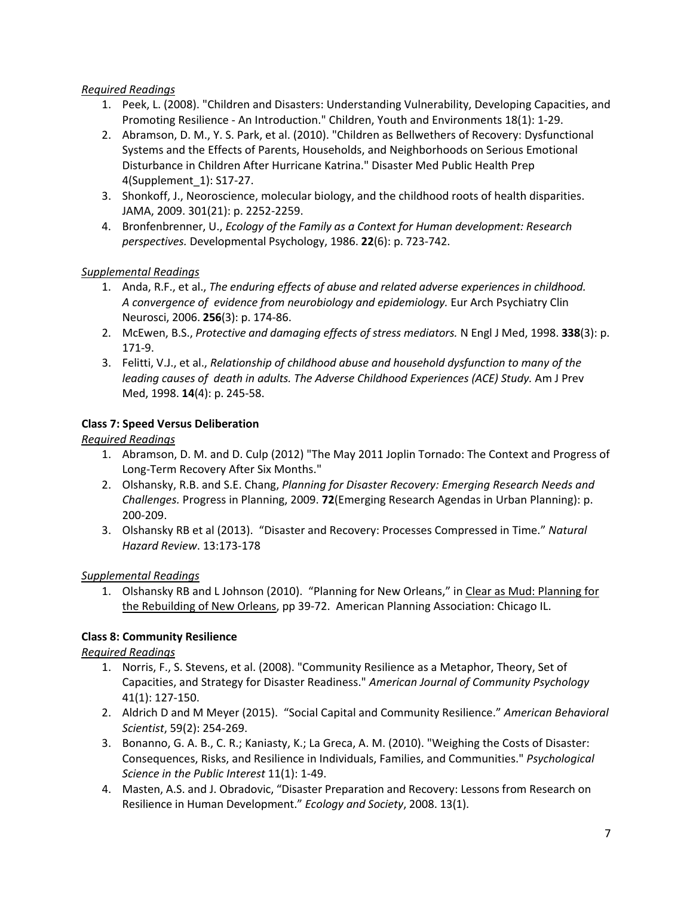*Required Readings*

1. Peek, L. (2008). "Children and Disasters: Understanding Vulnerability, Developing Capacities, and Promoting Resilience - An Introduction." Children, Youth and Environments 18(1): 1-29.
2. Abramson, D. M., Y. S. Park, et al. (2010). "Children as Bellwethers of Recovery: Dysfunctional Systems and the Effects of Parents, Households, and Neighborhoods on Serious Emotional Disturbance in Children After Hurricane Katrina." Disaster Med Public Health Prep 4(Supplement_1): S17-27.
3. Shonkoff, J., Neoroscience, molecular biology, and the childhood roots of health disparities. JAMA, 2009. 301(21): p. 2252-2259.
4. Bronfenbrenner, U., *Ecology of the Family as a Context for Human development: Research perspectives.* Developmental Psychology, 1986. **22**(6): p. 723-742.

*Supplemental Readings*

1. Anda, R.F., et al., *The enduring effects of abuse and related adverse experiences in childhood. A convergence of evidence from neurobiology and epidemiology.* Eur Arch Psychiatry Clin Neurosci, 2006. **256**(3): p. 174-86.
2. McEwen, B.S., *Protective and damaging effects of stress mediators.* N Engl J Med, 1998. **338**(3): p. 171-9.
3. Felitti, V.J., et al., *Relationship of childhood abuse and household dysfunction to many of the leading causes of death in adults. The Adverse Childhood Experiences (ACE) Study.* Am J Prev Med, 1998. **14**(4): p. 245-58.

**Class 7: Speed Versus Deliberation**

*Required Readings*

1. Abramson, D. M. and D. Culp (2012) "The May 2011 Joplin Tornado: The Context and Progress of Long-Term Recovery After Six Months."
2. Olshansky, R.B. and S.E. Chang, *Planning for Disaster Recovery: Emerging Research Needs and Challenges.* Progress in Planning, 2009. **72**(Emerging Research Agendas in Urban Planning): p. 200-209.
3. Olshansky RB et al (2013). "Disaster and Recovery: Processes Compressed in Time." *Natural Hazard Review*. 13:173-178

*Supplemental Readings*

1. Olshansky RB and L Johnson (2010). "Planning for New Orleans," in Clear as Mud: Planning for the Rebuilding of New Orleans, pp 39-72. American Planning Association: Chicago IL.

**Class 8: Community Resilience**

*Required Readings*

1. Norris, F., S. Stevens, et al. (2008). "Community Resilience as a Metaphor, Theory, Set of Capacities, and Strategy for Disaster Readiness." *American Journal of Community Psychology* 41(1): 127-150.
2. Aldrich D and M Meyer (2015). "Social Capital and Community Resilience." *American Behavioral Scientist*, 59(2): 254-269.
3. Bonanno, G. A. B., C. R.; Kaniasty, K.; La Greca, A. M. (2010). "Weighing the Costs of Disaster: Consequences, Risks, and Resilience in Individuals, Families, and Communities." *Psychological Science in the Public Interest* 11(1): 1-49.
4. Masten, A.S. and J. Obradovic, "Disaster Preparation and Recovery: Lessons from Research on Resilience in Human Development." *Ecology and Society*, 2008. 13(1).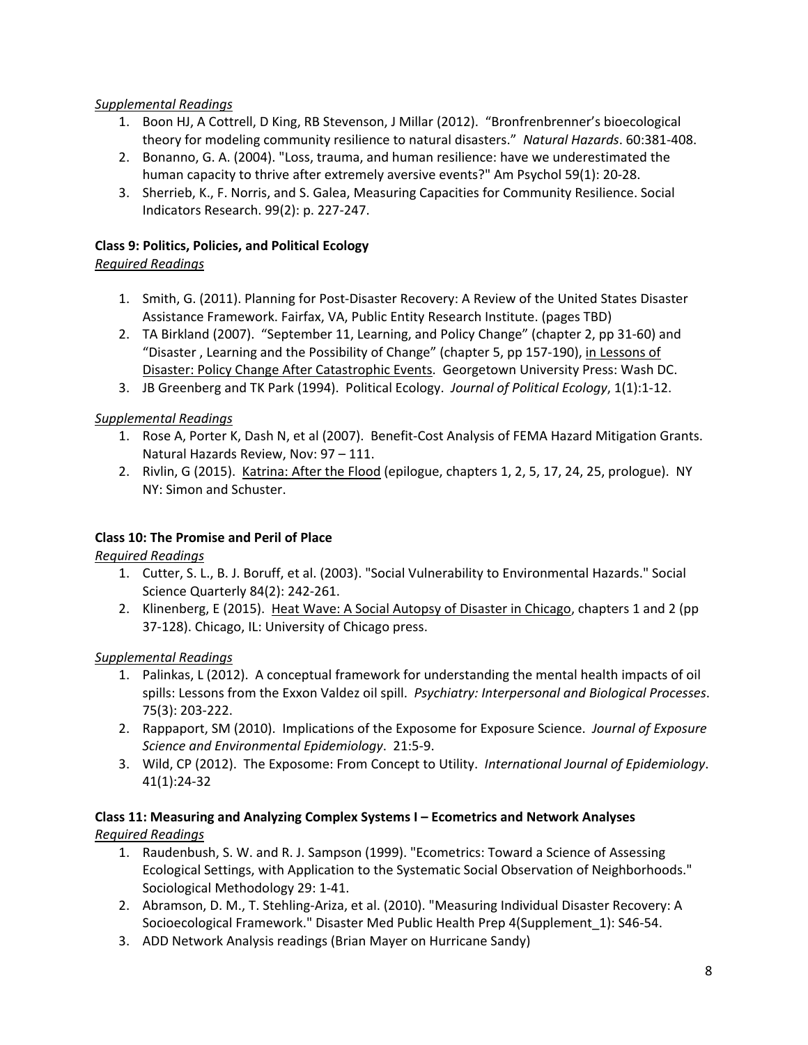*Supplemental Readings*

1. Boon HJ, A Cottrell, D King, RB Stevenson, J Millar (2012). "Bronfrenbrenner's bioecological theory for modeling community resilience to natural disasters." *Natural Hazards*. 60:381-408.
2. Bonanno, G. A. (2004). "Loss, trauma, and human resilience: have we underestimated the human capacity to thrive after extremely aversive events?" Am Psychol 59(1): 20-28.
3. Sherrieb, K., F. Norris, and S. Galea, Measuring Capacities for Community Resilience. Social Indicators Research. 99(2): p. 227-247.

**Class 9: Politics, Policies, and Political Ecology**

*Required Readings*

1. Smith, G. (2011). Planning for Post-Disaster Recovery: A Review of the United States Disaster Assistance Framework. Fairfax, VA, Public Entity Research Institute. (pages TBD)
2. TA Birkland (2007). "September 11, Learning, and Policy Change" (chapter 2, pp 31-60) and "Disaster , Learning and the Possibility of Change" (chapter 5, pp 157-190), in Lessons of Disaster: Policy Change After Catastrophic Events. Georgetown University Press: Wash DC.
3. JB Greenberg and TK Park (1994). Political Ecology. *Journal of Political Ecology*, 1(1):1-12.

*Supplemental Readings*

1. Rose A, Porter K, Dash N, et al (2007). Benefit-Cost Analysis of FEMA Hazard Mitigation Grants. Natural Hazards Review, Nov: 97 – 111.
2. Rivlin, G (2015). Katrina: After the Flood (epilogue, chapters 1, 2, 5, 17, 24, 25, prologue). NY NY: Simon and Schuster.

**Class 10: The Promise and Peril of Place**

*Required Readings*

1. Cutter, S. L., B. J. Boruff, et al. (2003). "Social Vulnerability to Environmental Hazards." Social Science Quarterly 84(2): 242-261.
2. Klinenberg, E (2015). Heat Wave: A Social Autopsy of Disaster in Chicago, chapters 1 and 2 (pp 37-128). Chicago, IL: University of Chicago press.

*Supplemental Readings*

1. Palinkas, L (2012). A conceptual framework for understanding the mental health impacts of oil spills: Lessons from the Exxon Valdez oil spill. *Psychiatry: Interpersonal and Biological Processes*. 75(3): 203-222.
2. Rappaport, SM (2010). Implications of the Exposome for Exposure Science. *Journal of Exposure Science and Environmental Epidemiology*. 21:5-9.
3. Wild, CP (2012). The Exposome: From Concept to Utility. *International Journal of Epidemiology*. 41(1):24-32

**Class 11: Measuring and Analyzing Complex Systems I – Ecometrics and Network Analyses**

*Required Readings*

1. Raudenbush, S. W. and R. J. Sampson (1999). "Ecometrics: Toward a Science of Assessing Ecological Settings, with Application to the Systematic Social Observation of Neighborhoods." Sociological Methodology 29: 1-41.
2. Abramson, D. M., T. Stehling-Ariza, et al. (2010). "Measuring Individual Disaster Recovery: A Socioecological Framework." Disaster Med Public Health Prep 4(Supplement_1): S46-54.
3. ADD Network Analysis readings (Brian Mayer on Hurricane Sandy)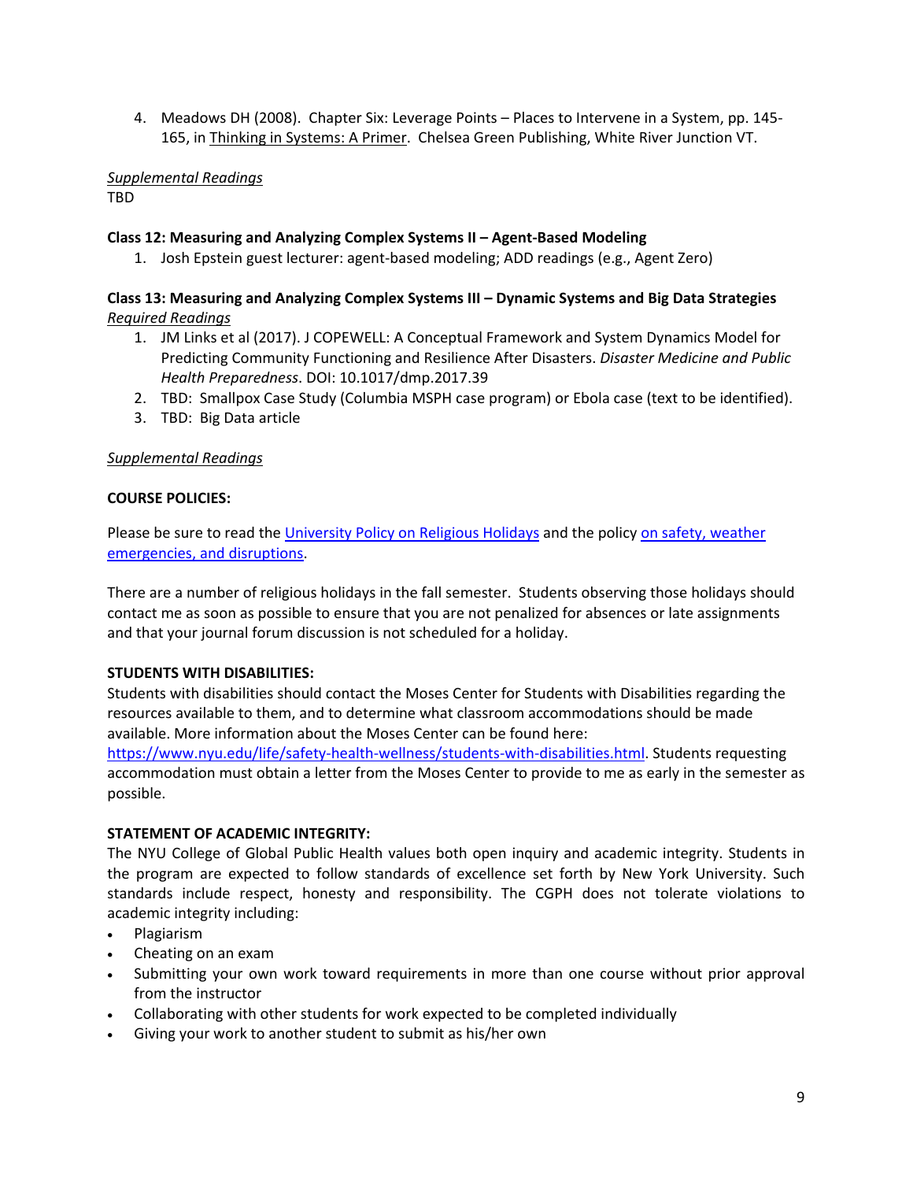4. Meadows DH (2008). Chapter Six: Leverage Points – Places to Intervene in a System, pp. 145-165, in Thinking in Systems: A Primer. Chelsea Green Publishing, White River Junction VT.

*Supplemental Readings*
TBD

**Class 12: Measuring and Analyzing Complex Systems II – Agent-Based Modeling**

1. Josh Epstein guest lecturer: agent-based modeling; ADD readings (e.g., Agent Zero)

**Class 13: Measuring and Analyzing Complex Systems III – Dynamic Systems and Big Data Strategies**
*Required Readings*

1. JM Links et al (2017). J COPEWELL: A Conceptual Framework and System Dynamics Model for Predicting Community Functioning and Resilience After Disasters. *Disaster Medicine and Public Health Preparedness*. DOI: 10.1017/dmp.2017.39
2. TBD: Smallpox Case Study (Columbia MSPH case program) or Ebola case (text to be identified).
3. TBD: Big Data article

*Supplemental Readings*

**COURSE POLICIES:**

Please be sure to read the University Policy on Religious Holidays and the policy on safety, weather emergencies, and disruptions.

There are a number of religious holidays in the fall semester. Students observing those holidays should contact me as soon as possible to ensure that you are not penalized for absences or late assignments and that your journal forum discussion is not scheduled for a holiday.

**STUDENTS WITH DISABILITIES:**
Students with disabilities should contact the Moses Center for Students with Disabilities regarding the resources available to them, and to determine what classroom accommodations should be made available. More information about the Moses Center can be found here: https://www.nyu.edu/life/safety-health-wellness/students-with-disabilities.html. Students requesting accommodation must obtain a letter from the Moses Center to provide to me as early in the semester as possible.

**STATEMENT OF ACADEMIC INTEGRITY:**
The NYU College of Global Public Health values both open inquiry and academic integrity. Students in the program are expected to follow standards of excellence set forth by New York University. Such standards include respect, honesty and responsibility. The CGPH does not tolerate violations to academic integrity including:

- Plagiarism
- Cheating on an exam
- Submitting your own work toward requirements in more than one course without prior approval from the instructor
- Collaborating with other students for work expected to be completed individually
- Giving your work to another student to submit as his/her own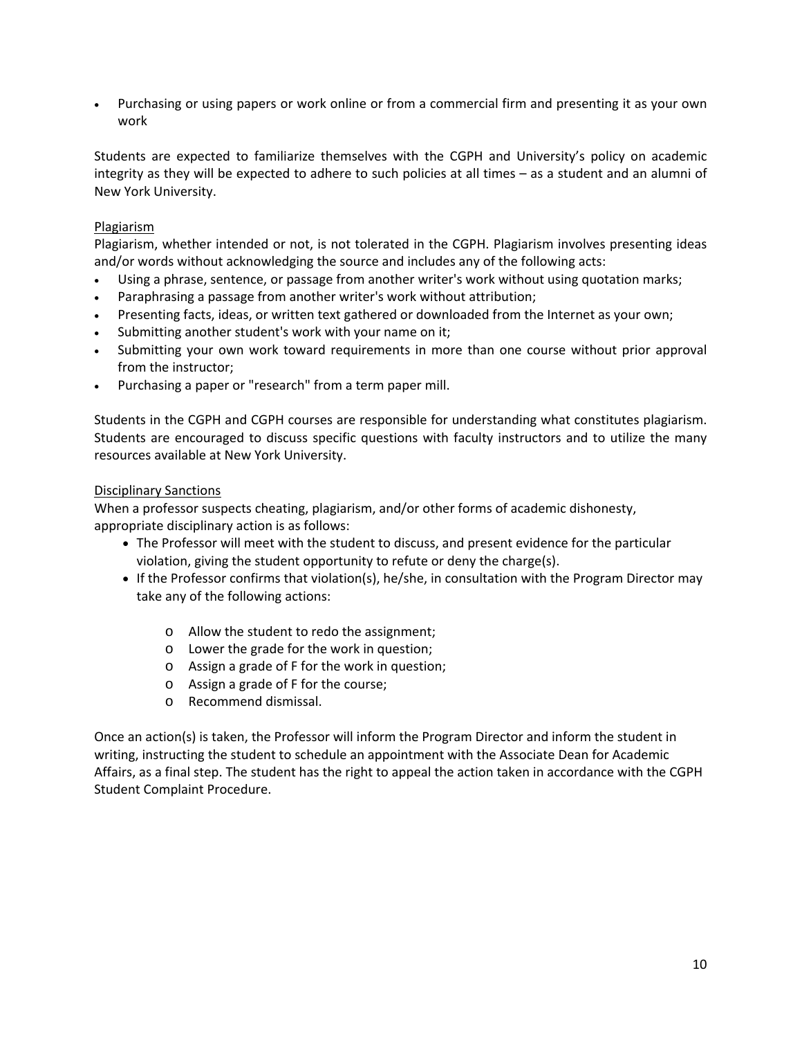- Purchasing or using papers or work online or from a commercial firm and presenting it as your own work

Students are expected to familiarize themselves with the CGPH and University's policy on academic integrity as they will be expected to adhere to such policies at all times – as a student and an alumni of New York University.

<u>Plagiarism</u>

Plagiarism, whether intended or not, is not tolerated in the CGPH. Plagiarism involves presenting ideas and/or words without acknowledging the source and includes any of the following acts:

- Using a phrase, sentence, or passage from another writer's work without using quotation marks;
- Paraphrasing a passage from another writer's work without attribution;
- Presenting facts, ideas, or written text gathered or downloaded from the Internet as your own;
- Submitting another student's work with your name on it;
- Submitting your own work toward requirements in more than one course without prior approval from the instructor;
- Purchasing a paper or "research" from a term paper mill.

Students in the CGPH and CGPH courses are responsible for understanding what constitutes plagiarism. Students are encouraged to discuss specific questions with faculty instructors and to utilize the many resources available at New York University.

<u>Disciplinary Sanctions</u>

When a professor suspects cheating, plagiarism, and/or other forms of academic dishonesty, appropriate disciplinary action is as follows:

- The Professor will meet with the student to discuss, and present evidence for the particular violation, giving the student opportunity to refute or deny the charge(s).
- If the Professor confirms that violation(s), he/she, in consultation with the Program Director may take any of the following actions:
    - Allow the student to redo the assignment;
    - Lower the grade for the work in question;
    - Assign a grade of F for the work in question;
    - Assign a grade of F for the course;
    - Recommend dismissal.

Once an action(s) is taken, the Professor will inform the Program Director and inform the student in writing, instructing the student to schedule an appointment with the Associate Dean for Academic Affairs, as a final step. The student has the right to appeal the action taken in accordance with the CGPH Student Complaint Procedure.